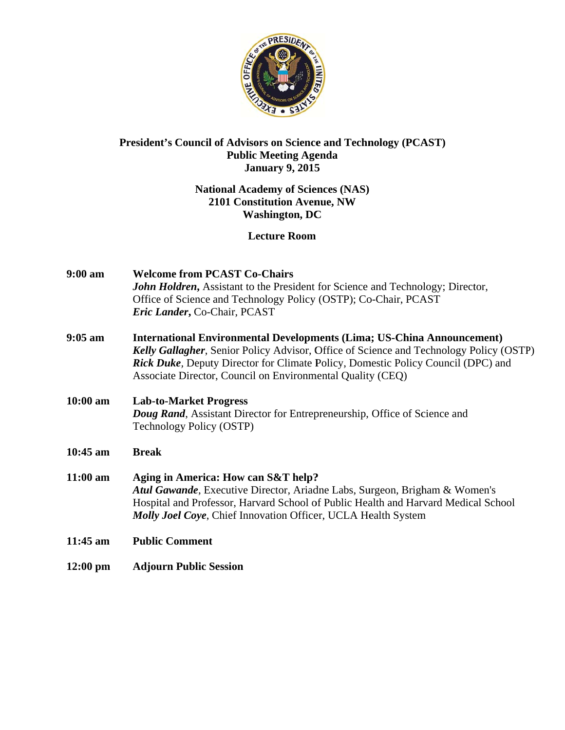**President's Council of Advisors on Science and Technology (PCAST)**
**Public Meeting Agenda**
**January 9, 2015**

**National Academy of Sciences (NAS)**
**2101 Constitution Avenue, NW**
**Washington, DC**

**Lecture Room**

**9:00 am** **Welcome from PCAST Co-Chairs**
***John Holdren,*** Assistant to the President for Science and Technology; Director, Office of Science and Technology Policy (OSTP); Co-Chair, PCAST
***Eric Lander,*** Co-Chair, PCAST

**9:05 am** **International Environmental Developments (Lima; US-China Announcement)**
***Kelly Gallagher***, Senior Policy Advisor, Office of Science and Technology Policy (OSTP)
***Rick Duke***, Deputy Director for Climate Policy, Domestic Policy Council (DPC) and Associate Director, Council on Environmental Quality (CEQ)

**10:00 am** **Lab-to-Market Progress**
***Doug Rand***, Assistant Director for Entrepreneurship, Office of Science and Technology Policy (OSTP)

**10:45 am** **Break**

**11:00 am** **Aging in America: How can S&T help?**
***Atul Gawande***, Executive Director, Ariadne Labs, Surgeon, Brigham & Women's Hospital and Professor, Harvard School of Public Health and Harvard Medical School
***Molly Joel Coye***, Chief Innovation Officer, UCLA Health System

**11:45 am** **Public Comment**

**12:00 pm** **Adjourn Public Session**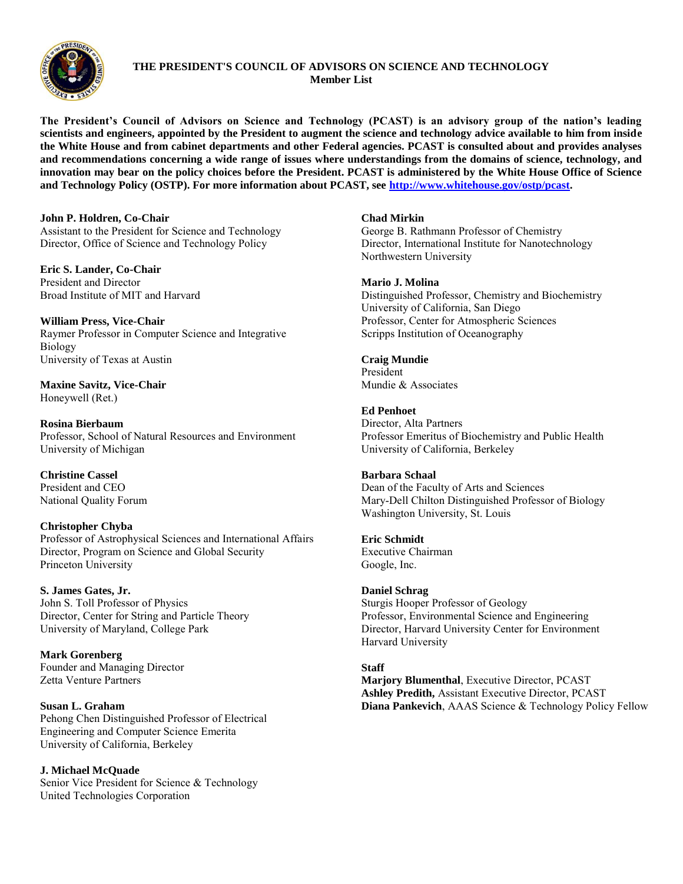# THE PRESIDENT'S COUNCIL OF ADVISORS ON SCIENCE AND TECHNOLOGY

## Member List

**The President's Council of Advisors on Science and Technology (PCAST) is an advisory group of the nation's leading scientists and engineers, appointed by the President to augment the science and technology advice available to him from inside the White House and from cabinet departments and other Federal agencies. PCAST is consulted about and provides analyses and recommendations concerning a wide range of issues where understandings from the domains of science, technology, and innovation may bear on the policy choices before the President. PCAST is administered by the White House Office of Science and Technology Policy (OSTP). For more information about PCAST, see [http://www.whitehouse.gov/ostp/pcast](http://www.whitehouse.gov/ostp/pcast).**

**John P. Holdren, Co-Chair**
Assistant to the President for Science and Technology
Director, Office of Science and Technology Policy

**Eric S. Lander, Co-Chair**
President and Director
Broad Institute of MIT and Harvard

**William Press, Vice-Chair**
Raymer Professor in Computer Science and Integrative Biology
University of Texas at Austin

**Maxine Savitz, Vice-Chair**
Honeywell (Ret.)

**Rosina Bierbaum**
Professor, School of Natural Resources and Environment
University of Michigan

**Christine Cassel**
President and CEO
National Quality Forum

**Christopher Chyba**
Professor of Astrophysical Sciences and International Affairs
Director, Program on Science and Global Security
Princeton University

**S. James Gates, Jr.**
John S. Toll Professor of Physics
Director, Center for String and Particle Theory
University of Maryland, College Park

**Mark Gorenberg**
Founder and Managing Director
Zetta Venture Partners

**Susan L. Graham**
Pehong Chen Distinguished Professor of Electrical Engineering and Computer Science Emerita
University of California, Berkeley

**J. Michael McQuade**
Senior Vice President for Science & Technology
United Technologies Corporation

**Chad Mirkin**
George B. Rathmann Professor of Chemistry
Director, International Institute for Nanotechnology
Northwestern University

**Mario J. Molina**
Distinguished Professor, Chemistry and Biochemistry
University of California, San Diego
Professor, Center for Atmospheric Sciences
Scripps Institution of Oceanography

**Craig Mundie**
President
Mundie & Associates

**Ed Penhoet**
Director, Alta Partners
Professor Emeritus of Biochemistry and Public Health
University of California, Berkeley

**Barbara Schaal**
Dean of the Faculty of Arts and Sciences
Mary-Dell Chilton Distinguished Professor of Biology
Washington University, St. Louis

**Eric Schmidt**
Executive Chairman
Google, Inc.

**Daniel Schrag**
Sturgis Hooper Professor of Geology
Professor, Environmental Science and Engineering
Director, Harvard University Center for Environment
Harvard University

**Staff**
**Marjory Blumenthal**, Executive Director, PCAST
**Ashley Predith,** Assistant Executive Director, PCAST
**Diana Pankevich**, AAAS Science & Technology Policy Fellow